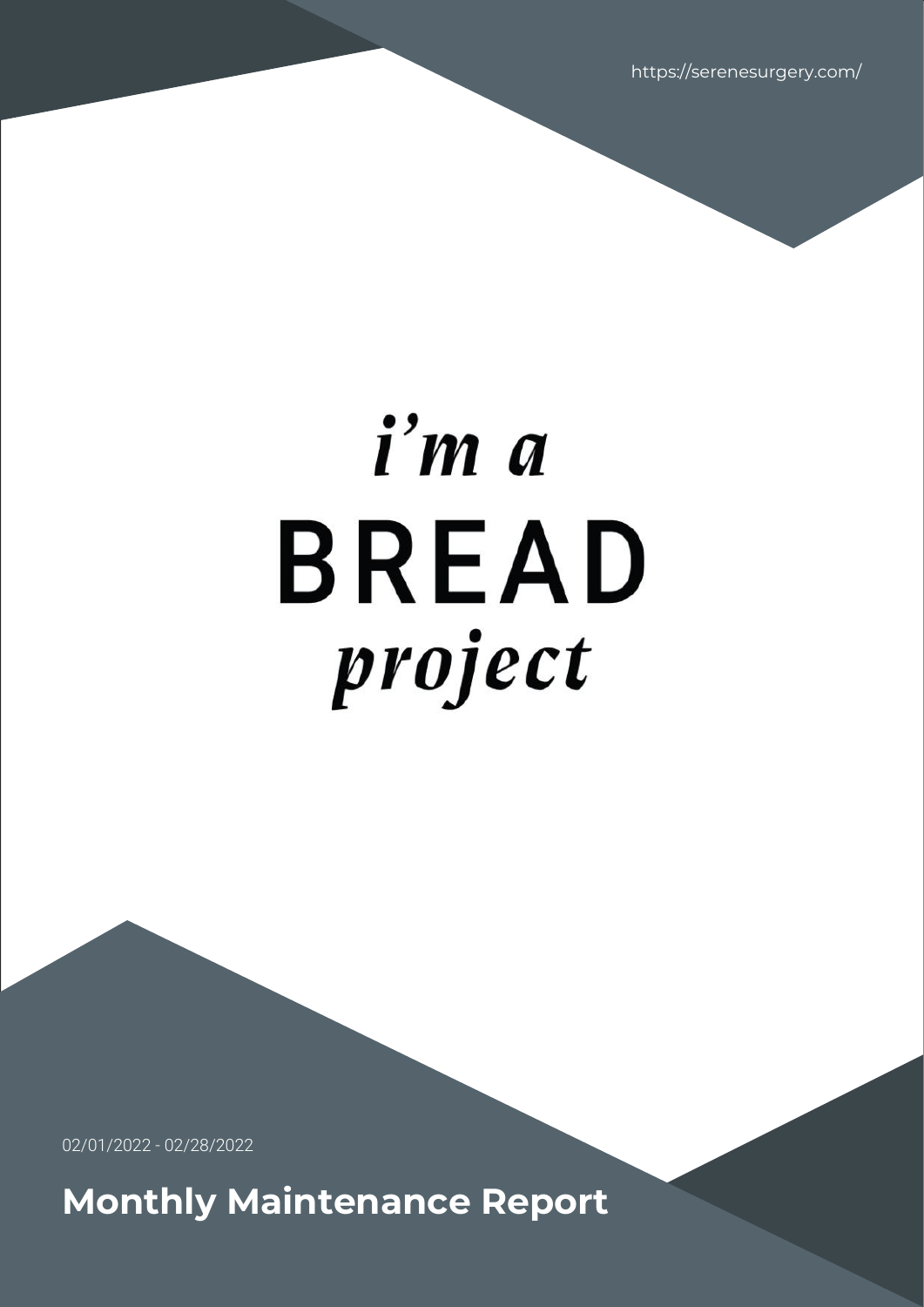https://serenesurgery.com/

*i'm a*

**BREAD**

*project*

02/01/2022 - 02/28/2022

# Monthly Maintenance Report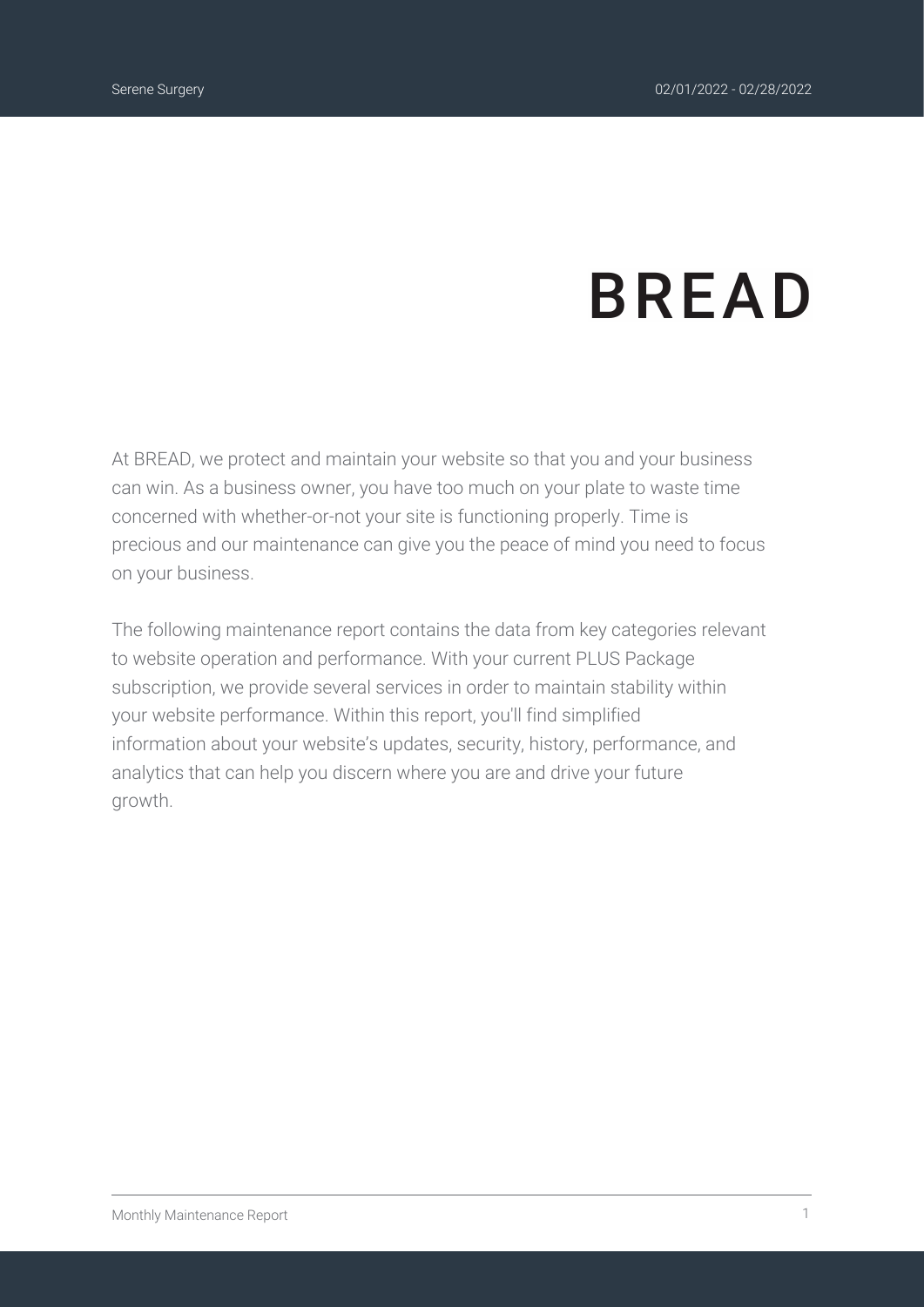# BREAD

At BREAD, we protect and maintain your website so that you and your business can win. As a business owner, you have too much on your plate to waste time concerned with whether-or-not your site is functioning properly. Time is precious and our maintenance can give you the peace of mind you need to focus on your business.

The following maintenance report contains the data from key categories relevant to website operation and performance. With your current PLUS Package subscription, we provide several services in order to maintain stability within your website performance. Within this report, you'll find simplified information about your website's updates, security, history, performance, and analytics that can help you discern where you are and drive your future growth.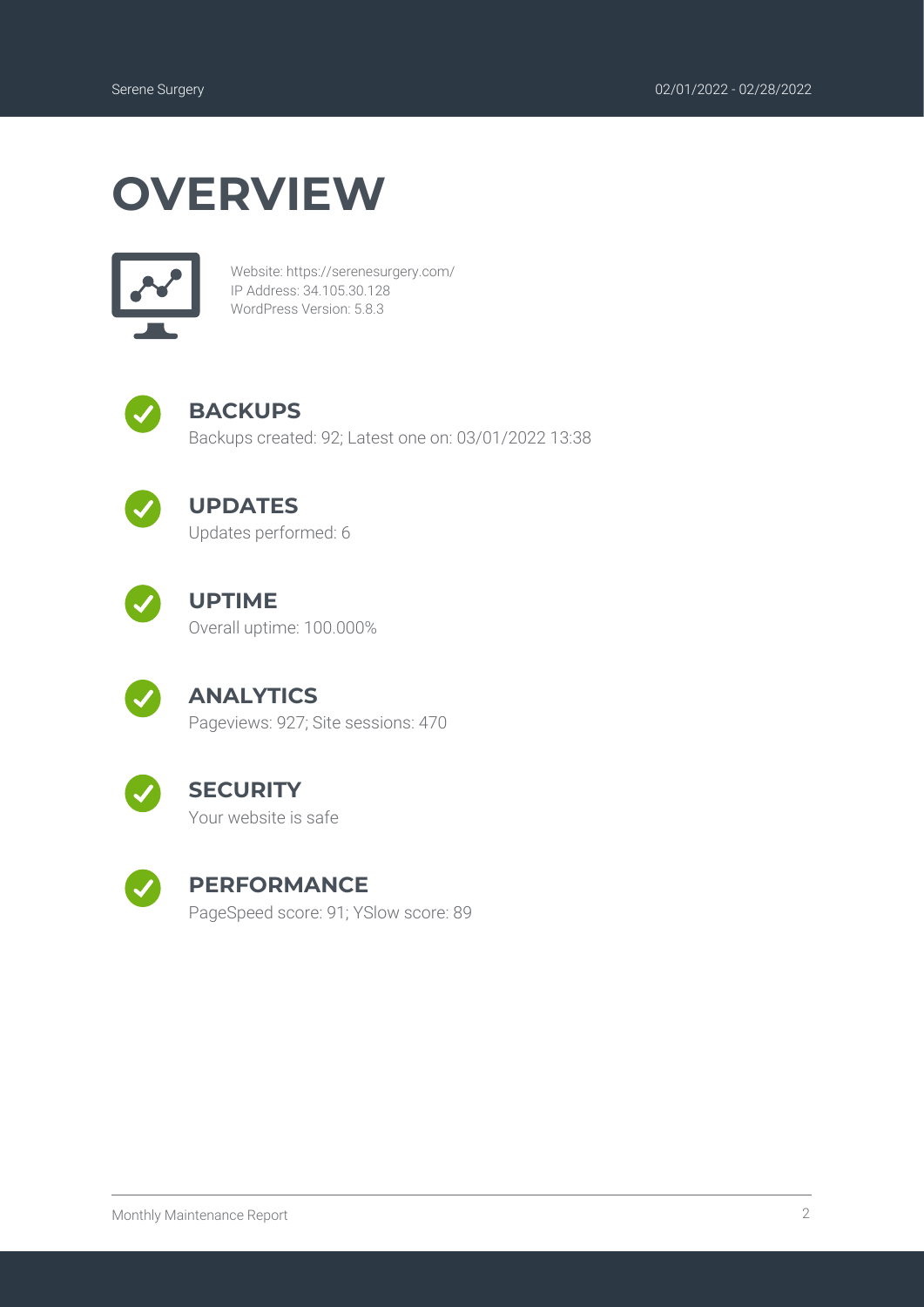# OVERVIEW

Website: https://serenesurgery.com/
IP Address: 34.105.30.128
WordPress Version: 5.8.3

## BACKUPS

Backups created: 92; Latest one on: 03/01/2022 13:38

## UPDATES

Updates performed: 6

## UPTIME

Overall uptime: 100.000%

## ANALYTICS

Pageviews: 927; Site sessions: 470

## SECURITY

Your website is safe

## PERFORMANCE

PageSpeed score: 91; YSlow score: 89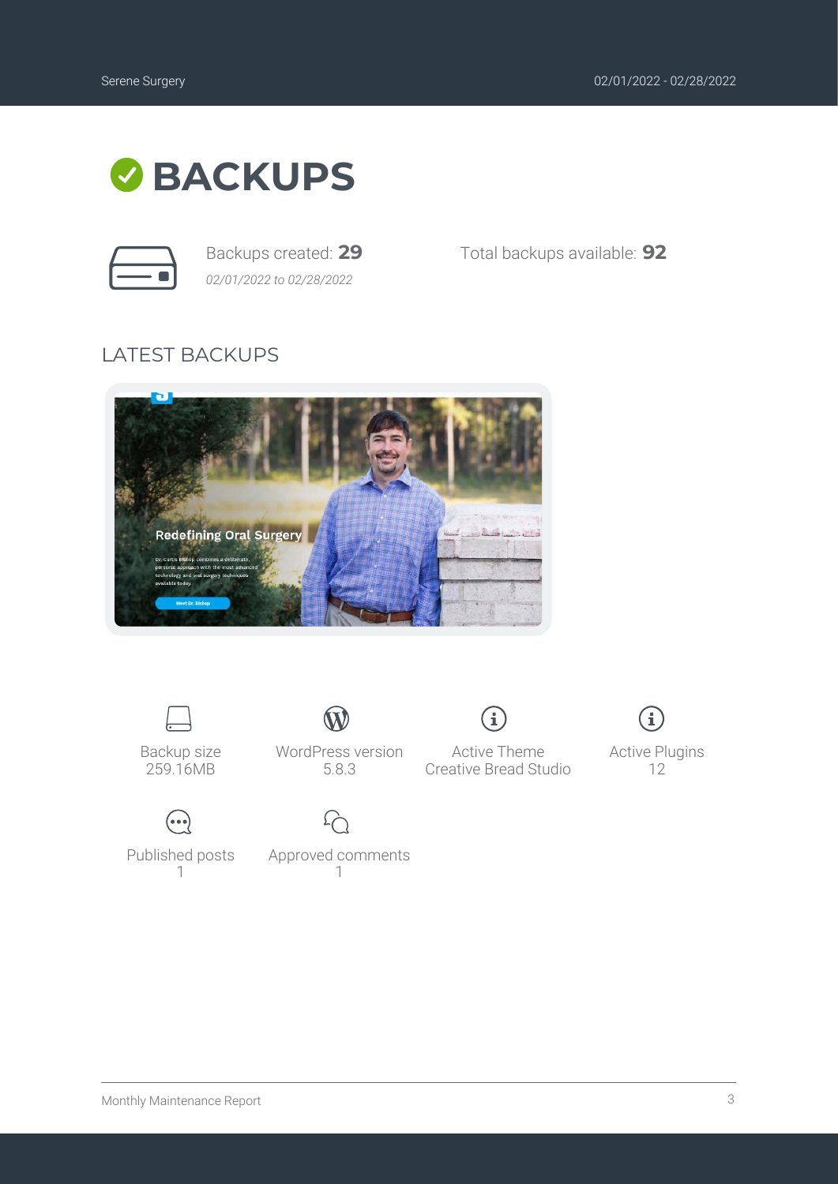# BACKUPS

Backups created: **29**

*02/01/2022 to 02/28/2022*

Total backups available: **92**

## LATEST BACKUPS

Backup size
259.16MB

WordPress version
5.8.3

Active Theme
Creative Bread Studio

Active Plugins
12

Published posts
1

Approved comments
1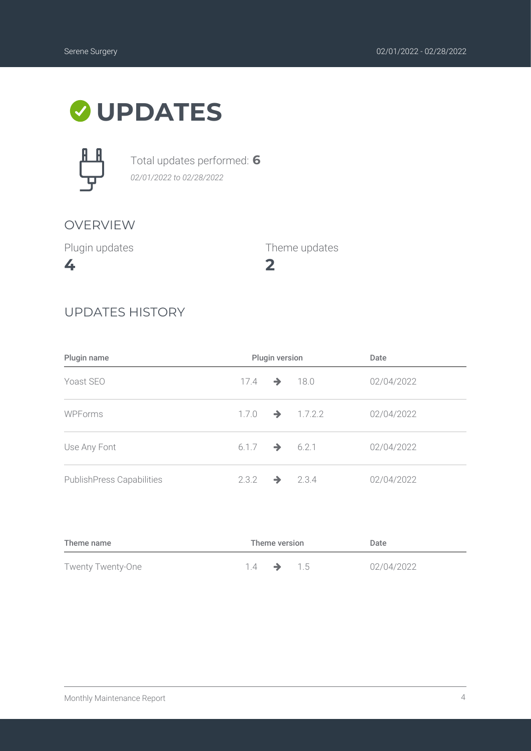# UPDATES

Total updates performed: **6**

*02/01/2022 to 02/28/2022*

## OVERVIEW

Plugin updates

**4**

Theme updates

**2**

## UPDATES HISTORY

| Plugin name | Plugin version | Date |
|---|---|---|
| Yoast SEO | 17.4 → 18.0 | 02/04/2022 |
| WPForms | 1.7.0 → 1.7.2.2 | 02/04/2022 |
| Use Any Font | 6.1.7 → 6.2.1 | 02/04/2022 |
| PublishPress Capabilities | 2.3.2 → 2.3.4 | 02/04/2022 |

| Theme name | Theme version | Date |
|---|---|---|
| Twenty Twenty-One | 1.4 → 1.5 | 02/04/2022 |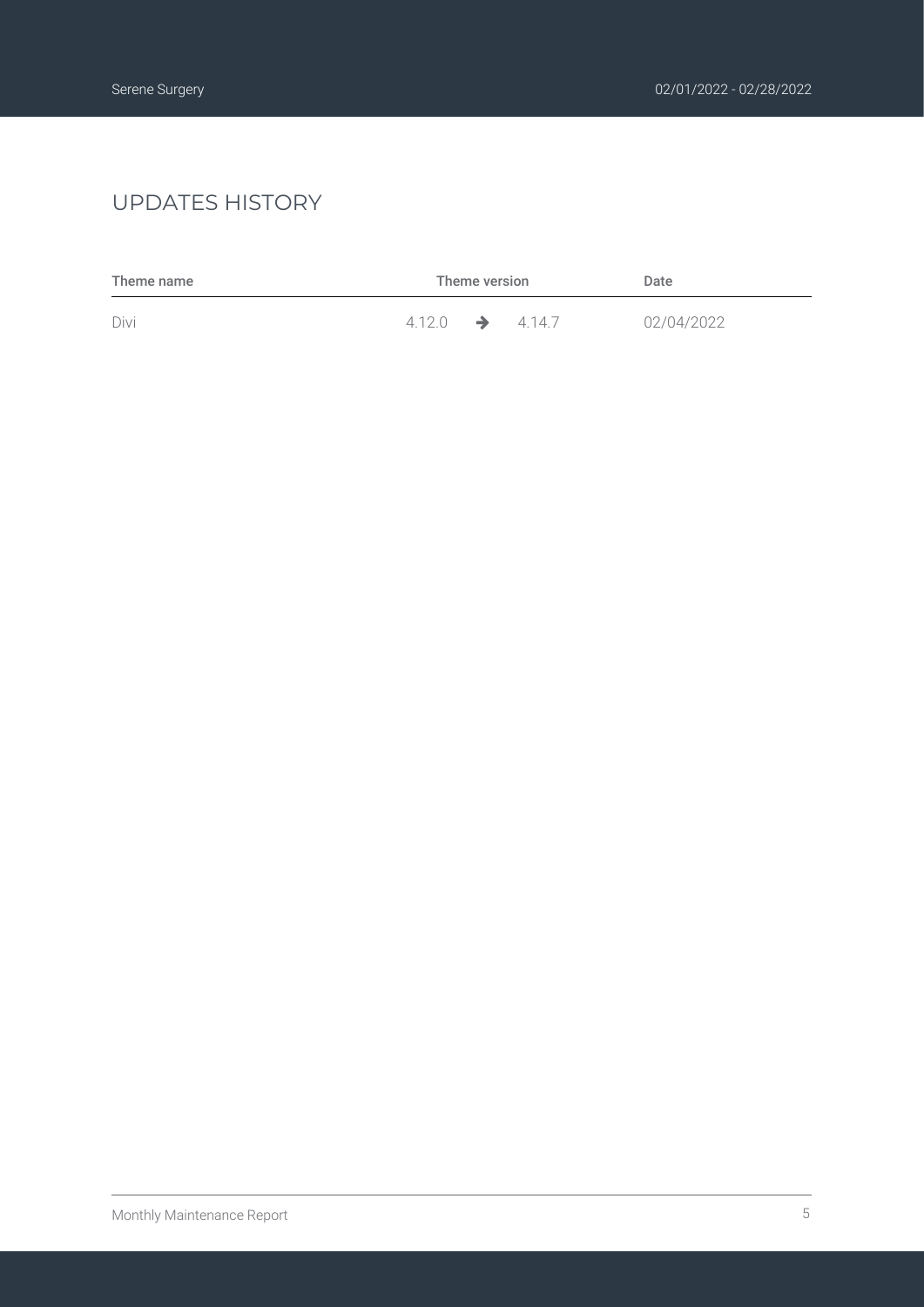## UPDATES HISTORY

| Theme name | Theme version | Date |
| --- | --- | --- |
| Divi | 4.12.0 → 4.14.7 | 02/04/2022 |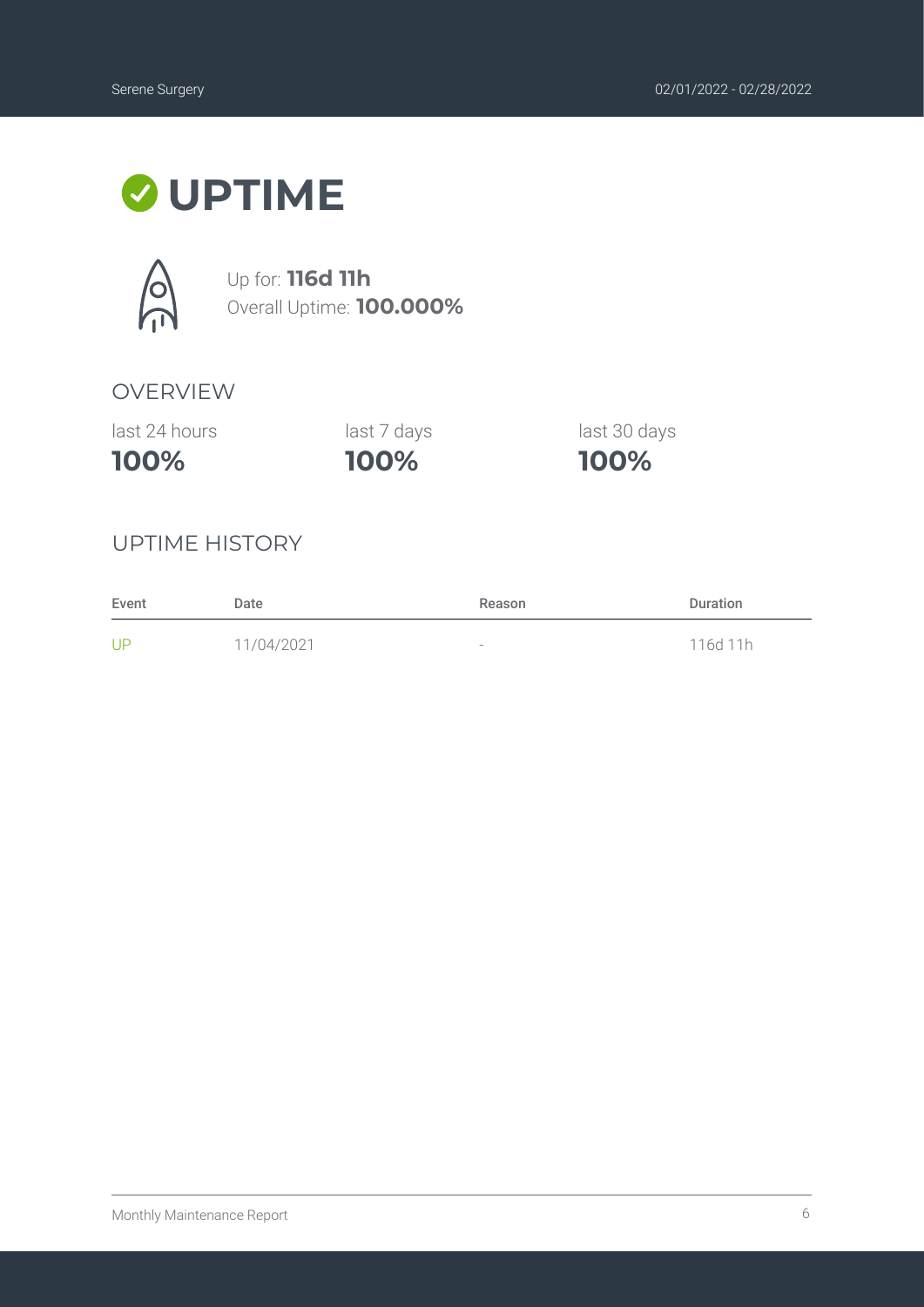# UPTIME

Up for: **116d 11h**
Overall Uptime: **100.000%**

## OVERVIEW

| last 24 hours | last 7 days | last 30 days |
| --- | --- | --- |
| **100%** | **100%** | **100%** |

## UPTIME HISTORY

| Event | Date | Reason | Duration |
| --- | --- | --- | --- |
| UP | 11/04/2021 | - | 116d 11h |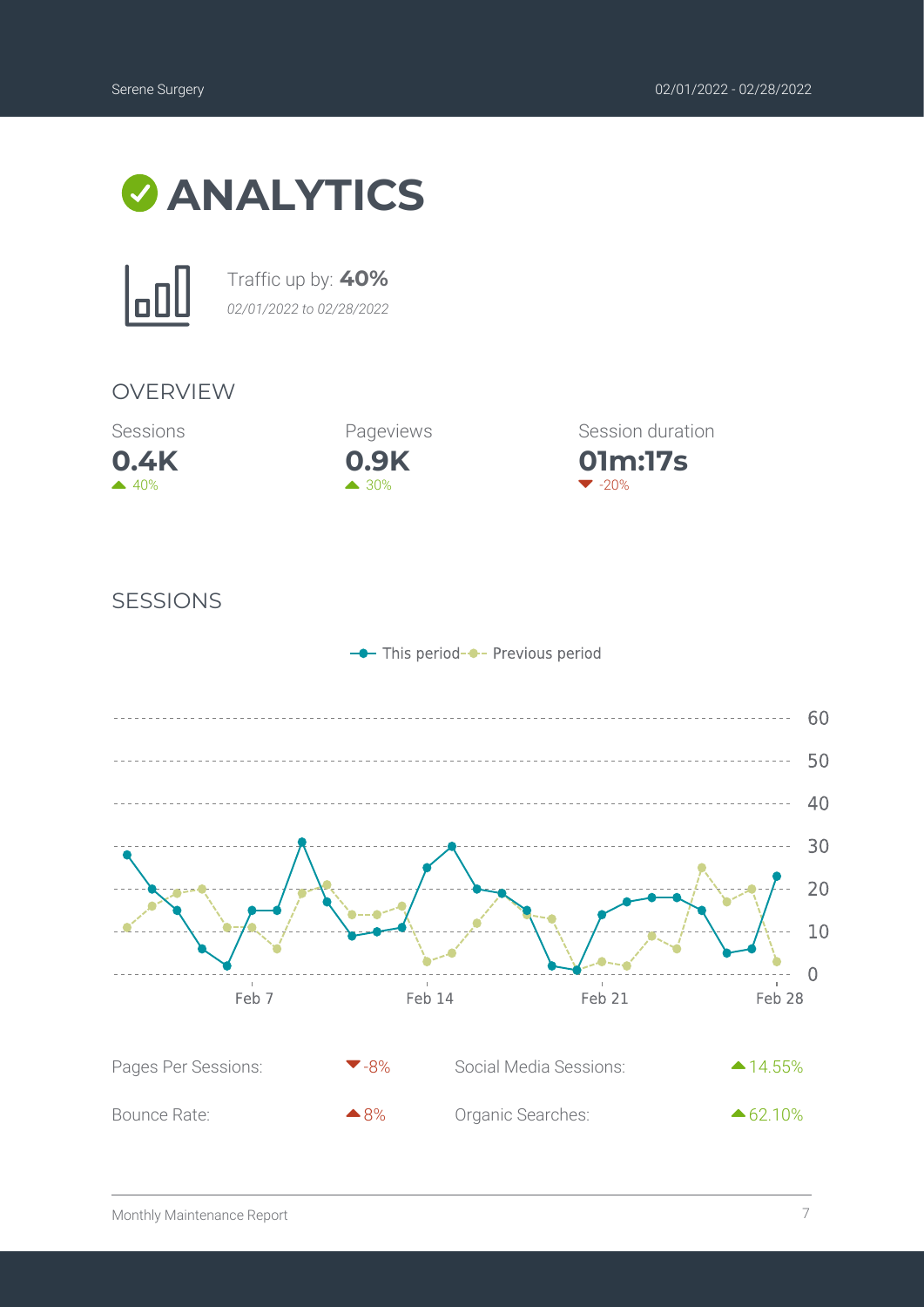# ANALYTICS

Traffic up by: **40%**

*02/01/2022 to 02/28/2022*

## OVERVIEW

| Sessions | Pageviews | Session duration |
|---|---|---|
| **0.4K** | **0.9K** | **01m:17s** |
| ▲ 40% | ▲ 30% | ▼ -20% |

## SESSIONS

This period — Previous period

| Pages Per Sessions: | ▼-8% | Social Media Sessions: | ▲14.55% |
|---|---|---|---|
| Bounce Rate: | ▲8% | Organic Searches: | ▲62.10% |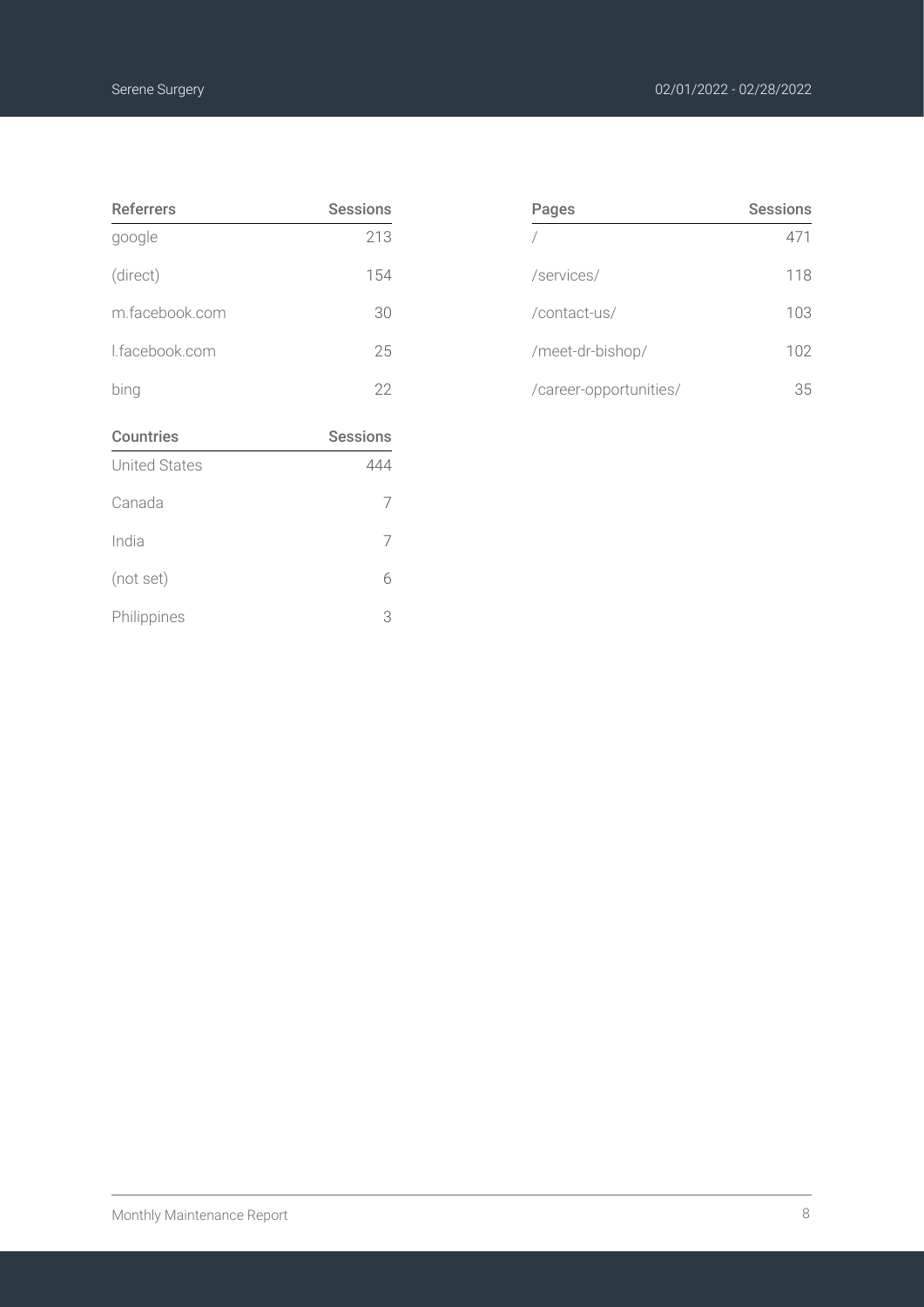| Referrers | Sessions |
|---|---|
| google | 213 |
| (direct) | 154 |
| m.facebook.com | 30 |
| l.facebook.com | 25 |
| bing | 22 |

| Countries | Sessions |
|---|---|
| United States | 444 |
| Canada | 7 |
| India | 7 |
| (not set) | 6 |
| Philippines | 3 |

| Pages | Sessions |
|---|---|
| / | 471 |
| /services/ | 118 |
| /contact-us/ | 103 |
| /meet-dr-bishop/ | 102 |
| /career-opportunities/ | 35 |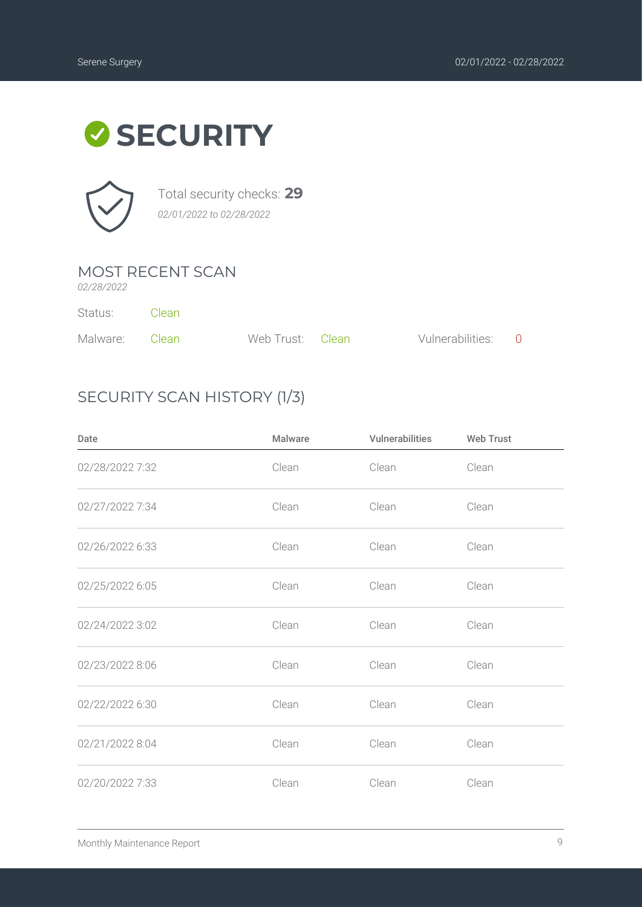# SECURITY

Total security checks: **29**

*02/01/2022 to 02/28/2022*

## MOST RECENT SCAN

*02/28/2022*

Status: Clean

Malware: Clean  Web Trust: Clean  Vulnerabilities: 0

## SECURITY SCAN HISTORY (1/3)

| Date | Malware | Vulnerabilities | Web Trust |
|---|---|---|---|
| 02/28/2022 7:32 | Clean | Clean | Clean |
| 02/27/2022 7:34 | Clean | Clean | Clean |
| 02/26/2022 6:33 | Clean | Clean | Clean |
| 02/25/2022 6:05 | Clean | Clean | Clean |
| 02/24/2022 3:02 | Clean | Clean | Clean |
| 02/23/2022 8:06 | Clean | Clean | Clean |
| 02/22/2022 6:30 | Clean | Clean | Clean |
| 02/21/2022 8:04 | Clean | Clean | Clean |
| 02/20/2022 7:33 | Clean | Clean | Clean |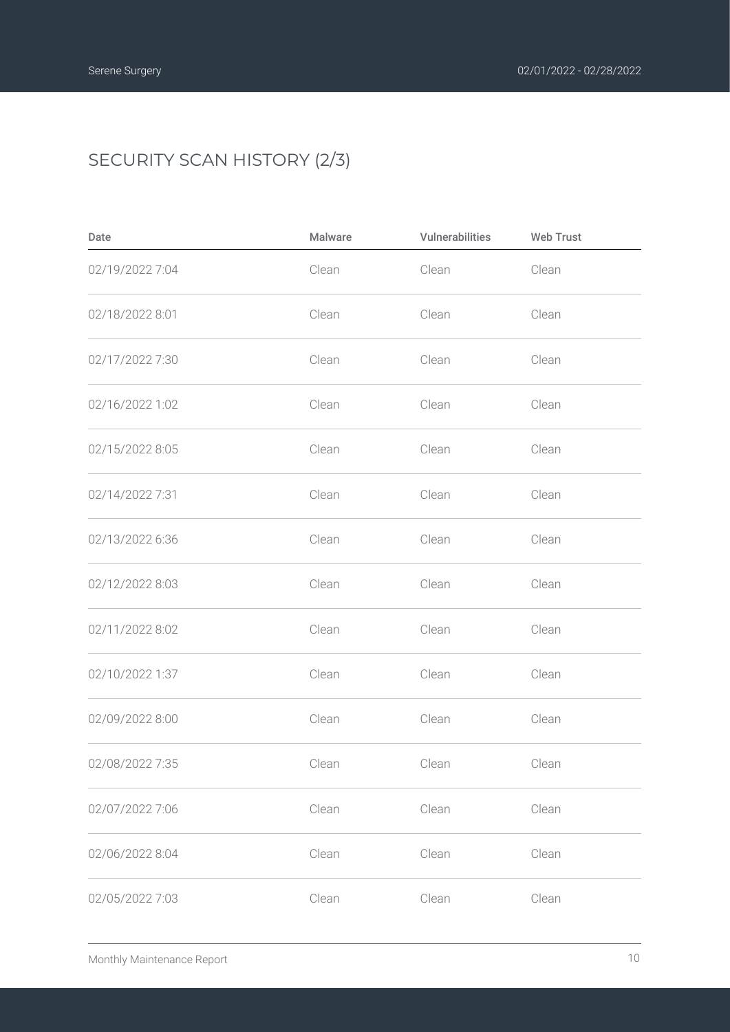## SECURITY SCAN HISTORY (2/3)

| Date | Malware | Vulnerabilities | Web Trust |
|---|---|---|---|
| 02/19/2022 7:04 | Clean | Clean | Clean |
| 02/18/2022 8:01 | Clean | Clean | Clean |
| 02/17/2022 7:30 | Clean | Clean | Clean |
| 02/16/2022 1:02 | Clean | Clean | Clean |
| 02/15/2022 8:05 | Clean | Clean | Clean |
| 02/14/2022 7:31 | Clean | Clean | Clean |
| 02/13/2022 6:36 | Clean | Clean | Clean |
| 02/12/2022 8:03 | Clean | Clean | Clean |
| 02/11/2022 8:02 | Clean | Clean | Clean |
| 02/10/2022 1:37 | Clean | Clean | Clean |
| 02/09/2022 8:00 | Clean | Clean | Clean |
| 02/08/2022 7:35 | Clean | Clean | Clean |
| 02/07/2022 7:06 | Clean | Clean | Clean |
| 02/06/2022 8:04 | Clean | Clean | Clean |
| 02/05/2022 7:03 | Clean | Clean | Clean |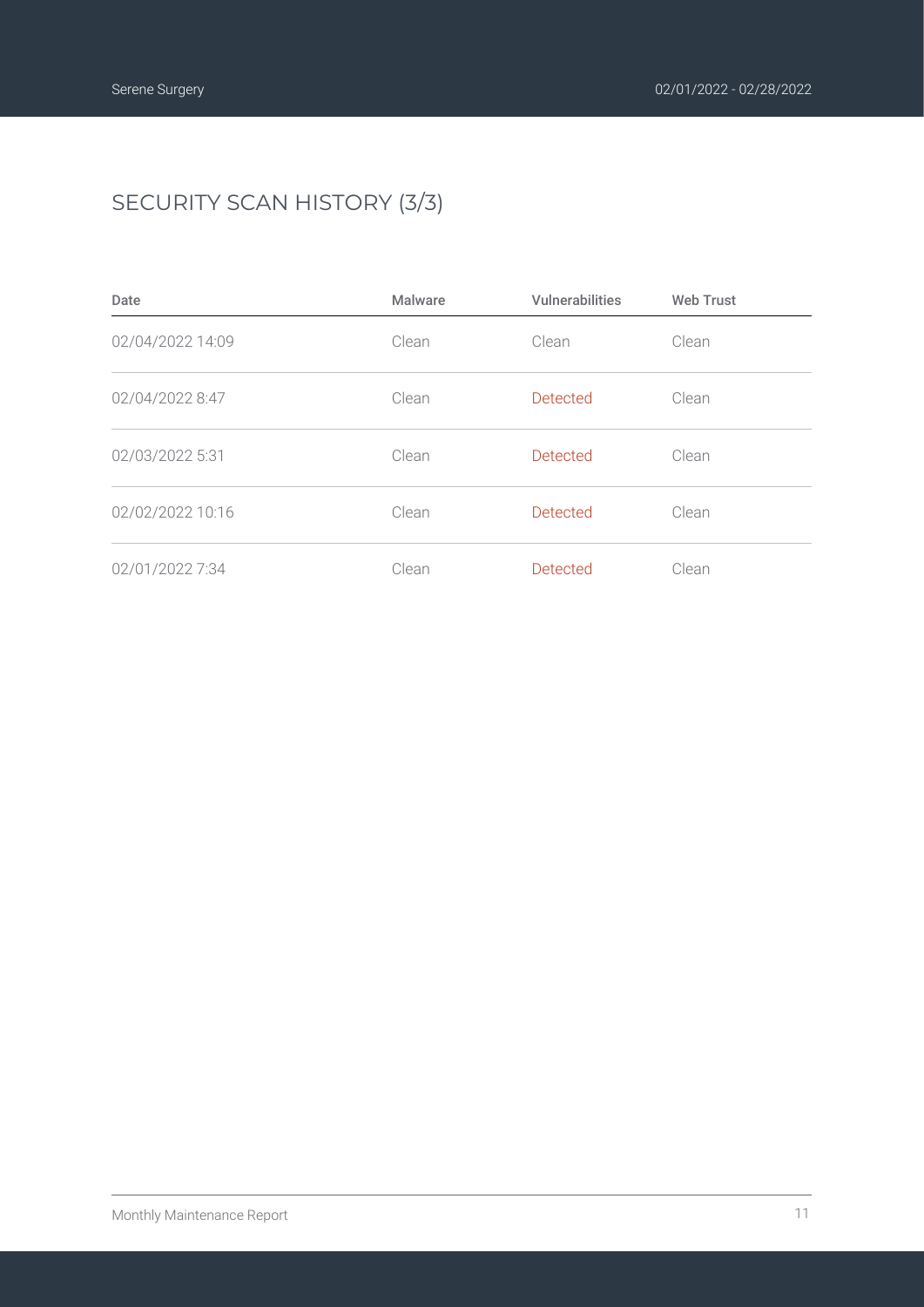## SECURITY SCAN HISTORY (3/3)

| Date | Malware | Vulnerabilities | Web Trust |
|---|---|---|---|
| 02/04/2022 14:09 | Clean | Clean | Clean |
| 02/04/2022 8:47 | Clean | Detected | Clean |
| 02/03/2022 5:31 | Clean | Detected | Clean |
| 02/02/2022 10:16 | Clean | Detected | Clean |
| 02/01/2022 7:34 | Clean | Detected | Clean |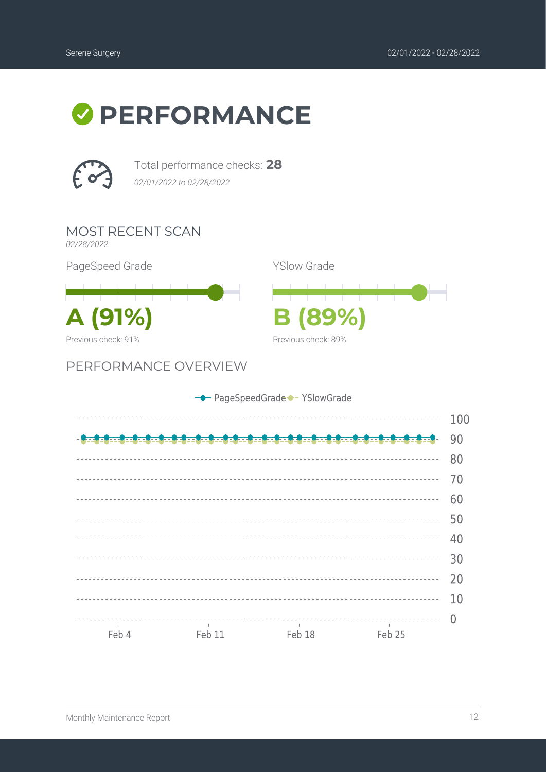# PERFORMANCE

Total performance checks: **28**

*02/01/2022 to 02/28/2022*

## MOST RECENT SCAN

*02/28/2022*

PageSpeed Grade

**A (91%)**

Previous check: 91%

YSlow Grade

**B (89%)**

Previous check: 89%

## PERFORMANCE OVERVIEW

PageSpeedGrade — YSlowGrade

100
90
80
70
60
50
40
30
20
10
0

Feb 4 Feb 11 Feb 18 Feb 25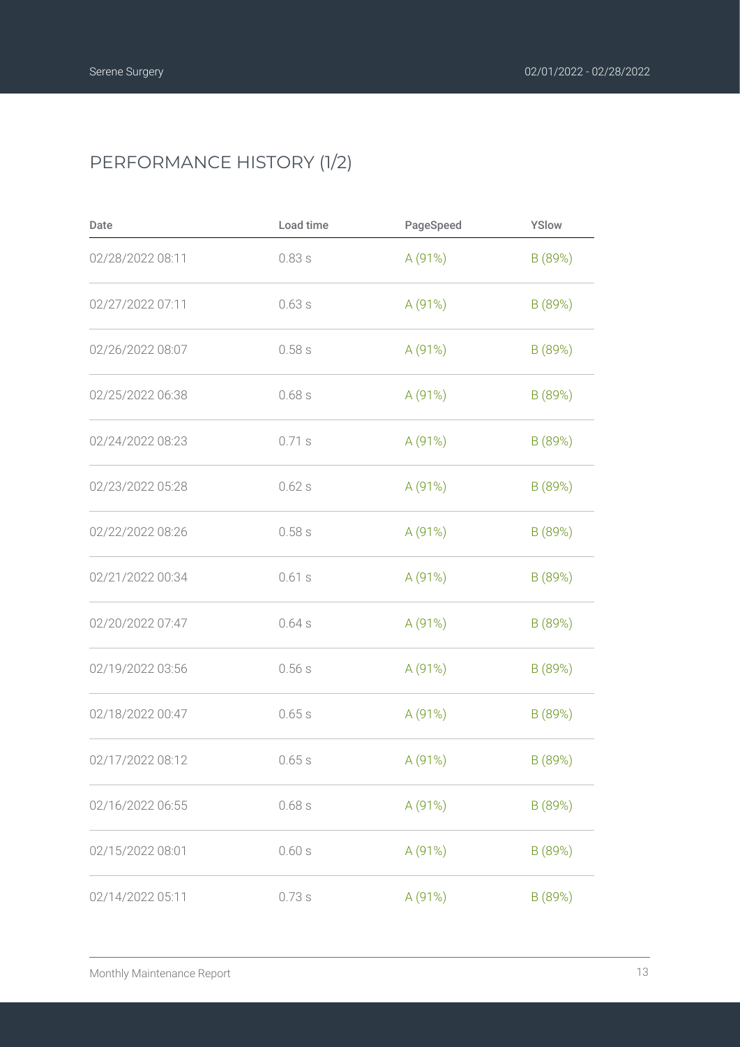# PERFORMANCE HISTORY (1/2)

| Date | Load time | PageSpeed | YSlow |
| --- | --- | --- | --- |
| 02/28/2022 08:11 | 0.83 s | A (91%) | B (89%) |
| 02/27/2022 07:11 | 0.63 s | A (91%) | B (89%) |
| 02/26/2022 08:07 | 0.58 s | A (91%) | B (89%) |
| 02/25/2022 06:38 | 0.68 s | A (91%) | B (89%) |
| 02/24/2022 08:23 | 0.71 s | A (91%) | B (89%) |
| 02/23/2022 05:28 | 0.62 s | A (91%) | B (89%) |
| 02/22/2022 08:26 | 0.58 s | A (91%) | B (89%) |
| 02/21/2022 00:34 | 0.61 s | A (91%) | B (89%) |
| 02/20/2022 07:47 | 0.64 s | A (91%) | B (89%) |
| 02/19/2022 03:56 | 0.56 s | A (91%) | B (89%) |
| 02/18/2022 00:47 | 0.65 s | A (91%) | B (89%) |
| 02/17/2022 08:12 | 0.65 s | A (91%) | B (89%) |
| 02/16/2022 06:55 | 0.68 s | A (91%) | B (89%) |
| 02/15/2022 08:01 | 0.60 s | A (91%) | B (89%) |
| 02/14/2022 05:11 | 0.73 s | A (91%) | B (89%) |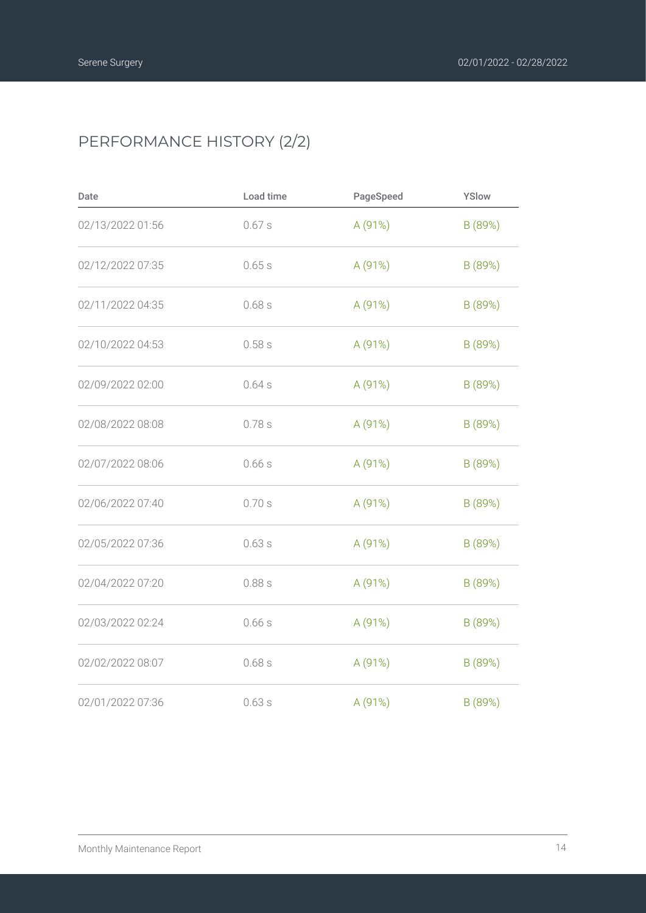## PERFORMANCE HISTORY (2/2)

| Date | Load time | PageSpeed | YSlow |
|---|---|---|---|
| 02/13/2022 01:56 | 0.67 s | A (91%) | B (89%) |
| 02/12/2022 07:35 | 0.65 s | A (91%) | B (89%) |
| 02/11/2022 04:35 | 0.68 s | A (91%) | B (89%) |
| 02/10/2022 04:53 | 0.58 s | A (91%) | B (89%) |
| 02/09/2022 02:00 | 0.64 s | A (91%) | B (89%) |
| 02/08/2022 08:08 | 0.78 s | A (91%) | B (89%) |
| 02/07/2022 08:06 | 0.66 s | A (91%) | B (89%) |
| 02/06/2022 07:40 | 0.70 s | A (91%) | B (89%) |
| 02/05/2022 07:36 | 0.63 s | A (91%) | B (89%) |
| 02/04/2022 07:20 | 0.88 s | A (91%) | B (89%) |
| 02/03/2022 02:24 | 0.66 s | A (91%) | B (89%) |
| 02/02/2022 08:07 | 0.68 s | A (91%) | B (89%) |
| 02/01/2022 07:36 | 0.63 s | A (91%) | B (89%) |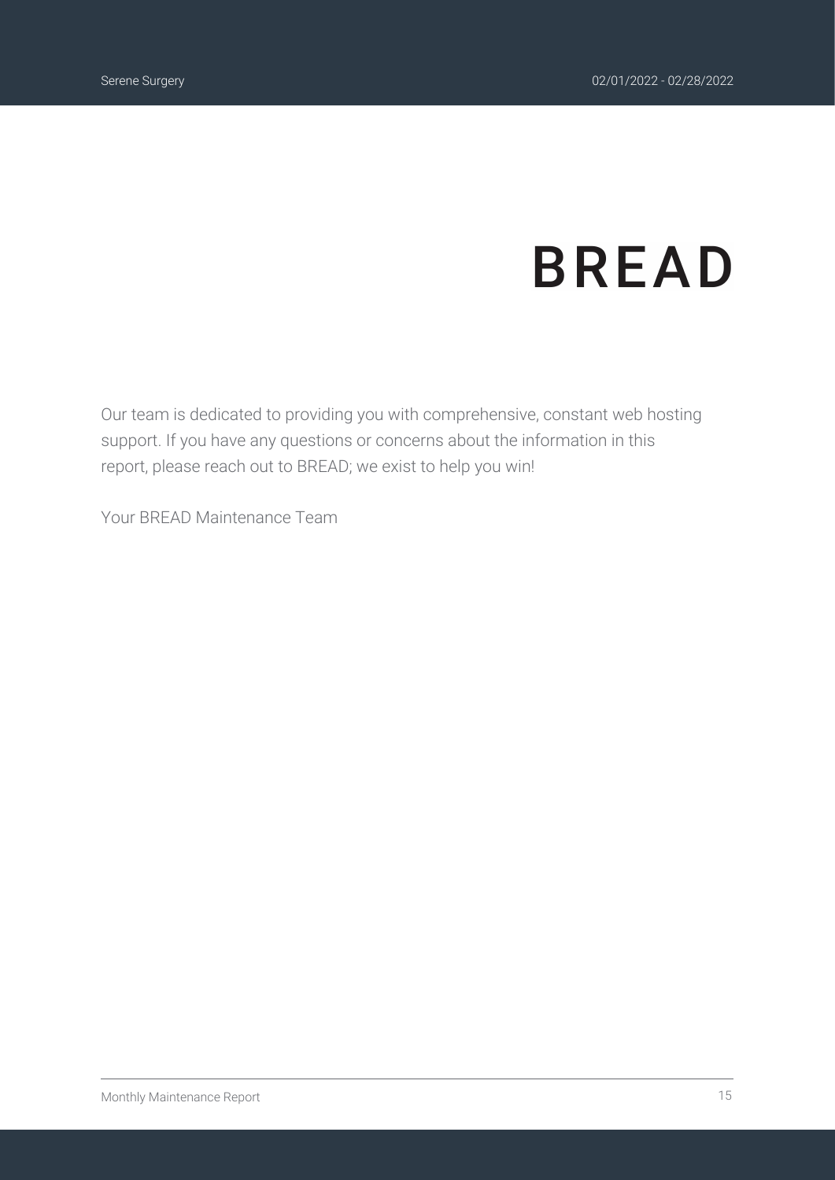# BREAD

Our team is dedicated to providing you with comprehensive, constant web hosting support. If you have any questions or concerns about the information in this report, please reach out to BREAD; we exist to help you win!

Your BREAD Maintenance Team